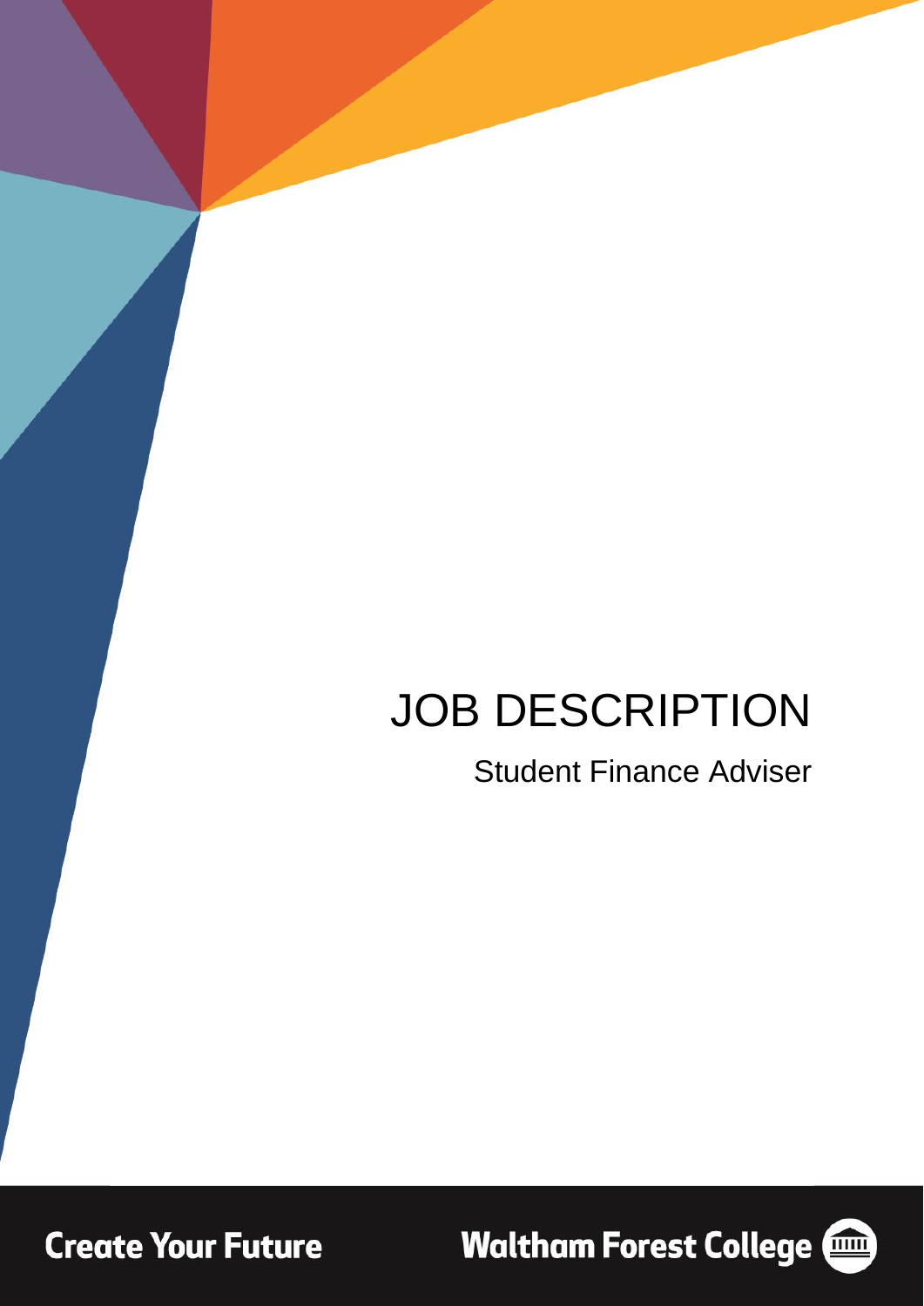# JOB DESCRIPTION

Student Finance Adviser

**Create Your Future**

**Waltham Forest College**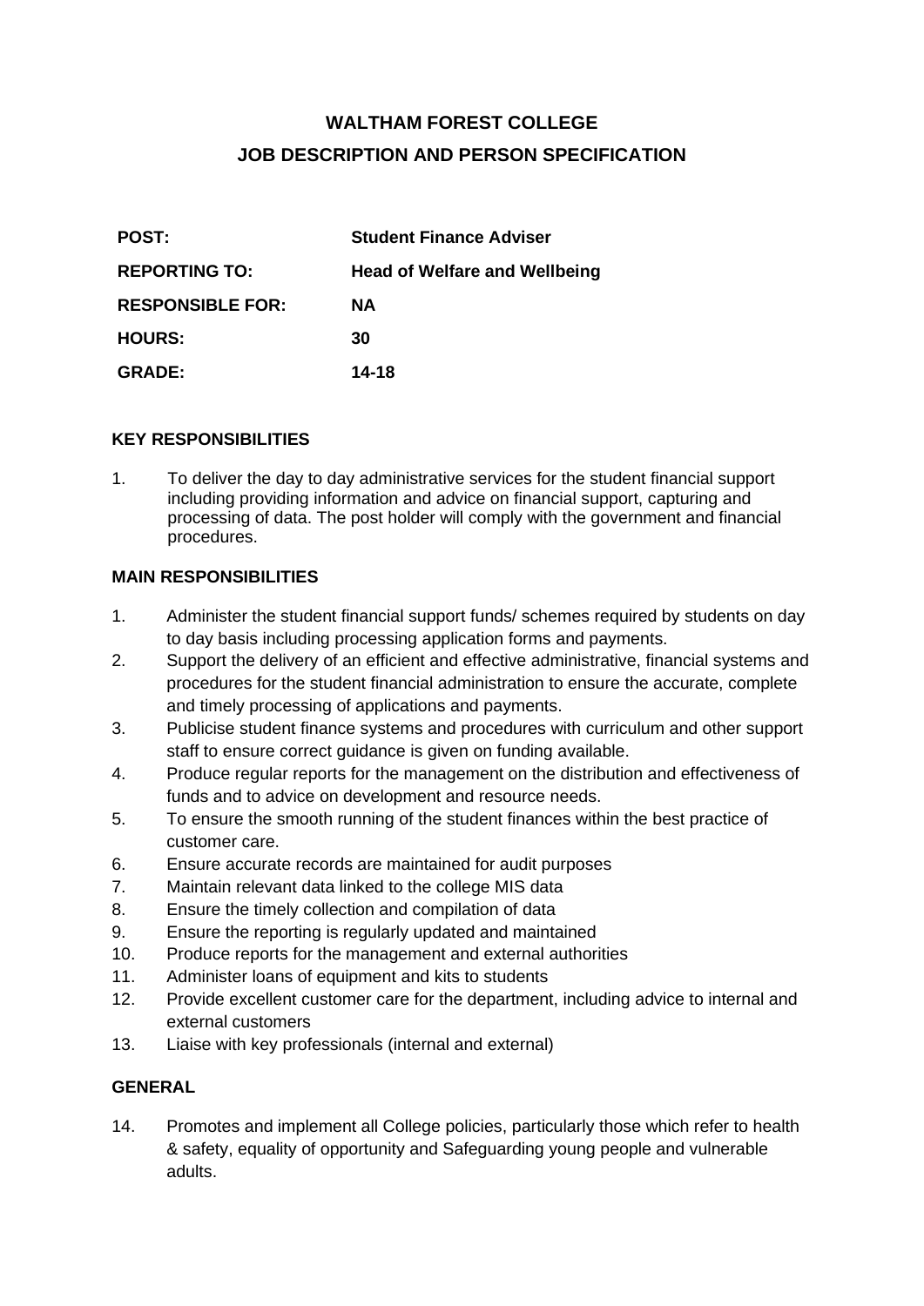# WALTHAM FOREST COLLEGE

## JOB DESCRIPTION AND PERSON SPECIFICATION

| | |
|---|---|
| **POST:** | **Student Finance Adviser** |
| **REPORTING TO:** | **Head of Welfare and Wellbeing** |
| **RESPONSIBLE FOR:** | **NA** |
| **HOURS:** | **30** |
| **GRADE:** | **14-18** |

### KEY RESPONSIBILITIES

1. To deliver the day to day administrative services for the student financial support including providing information and advice on financial support, capturing and processing of data. The post holder will comply with the government and financial procedures.

### MAIN RESPONSIBILITIES

1. Administer the student financial support funds/ schemes required by students on day to day basis including processing application forms and payments.
2. Support the delivery of an efficient and effective administrative, financial systems and procedures for the student financial administration to ensure the accurate, complete and timely processing of applications and payments.
3. Publicise student finance systems and procedures with curriculum and other support staff to ensure correct guidance is given on funding available.
4. Produce regular reports for the management on the distribution and effectiveness of funds and to advice on development and resource needs.
5. To ensure the smooth running of the student finances within the best practice of customer care.
6. Ensure accurate records are maintained for audit purposes
7. Maintain relevant data linked to the college MIS data
8. Ensure the timely collection and compilation of data
9. Ensure the reporting is regularly updated and maintained
10. Produce reports for the management and external authorities
11. Administer loans of equipment and kits to students
12. Provide excellent customer care for the department, including advice to internal and external customers
13. Liaise with key professionals (internal and external)

### GENERAL

14. Promotes and implement all College policies, particularly those which refer to health & safety, equality of opportunity and Safeguarding young people and vulnerable adults.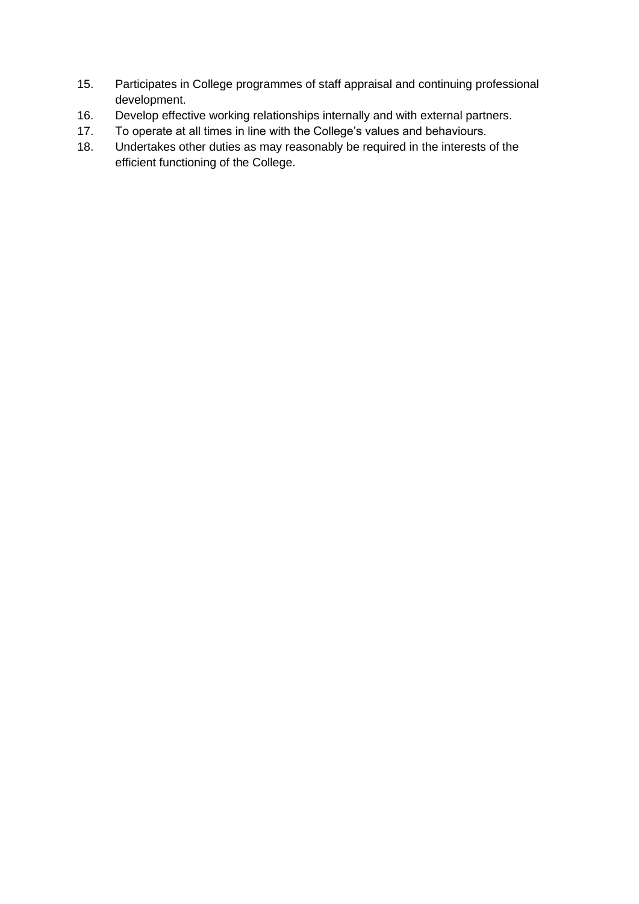15. Participates in College programmes of staff appraisal and continuing professional development.
16. Develop effective working relationships internally and with external partners.
17. To operate at all times in line with the College's values and behaviours.
18. Undertakes other duties as may reasonably be required in the interests of the efficient functioning of the College.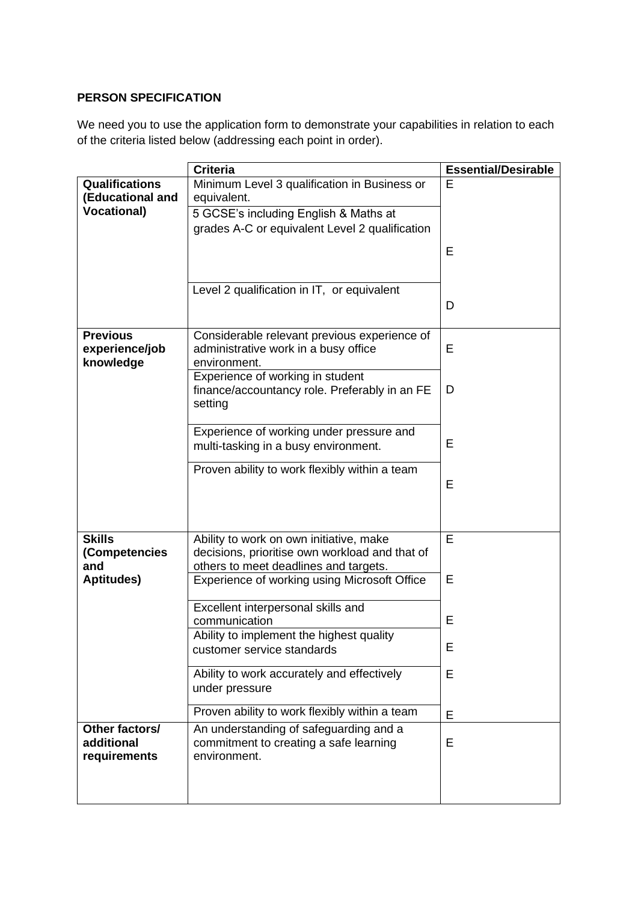**PERSON SPECIFICATION**

We need you to use the application form to demonstrate your capabilities in relation to each of the criteria listed below (addressing each point in order).

| | Criteria | Essential/Desirable |
|---|---|---|
| **Qualifications (Educational and Vocational)** | Minimum Level 3 qualification in Business or equivalent. | E |
| | 5 GCSE's including English & Maths at grades A-C or equivalent Level 2 qualification | E |
| | Level 2 qualification in IT, or equivalent | D |
| **Previous experience/job knowledge** | Considerable relevant previous experience of administrative work in a busy office environment. | E |
| | Experience of working in student finance/accountancy role. Preferably in an FE setting | D |
| | Experience of working under pressure and multi-tasking in a busy environment. | E |
| | Proven ability to work flexibly within a team | E |
| **Skills (Competencies and Aptitudes)** | Ability to work on own initiative, make decisions, prioritise own workload and that of others to meet deadlines and targets. | E |
| | Experience of working using Microsoft Office | E |
| | Excellent interpersonal skills and communication | E |
| | Ability to implement the highest quality customer service standards | E |
| | Ability to work accurately and effectively under pressure | E |
| | Proven ability to work flexibly within a team | E |
| **Other factors/ additional requirements** | An understanding of safeguarding and a commitment to creating a safe learning environment. | E |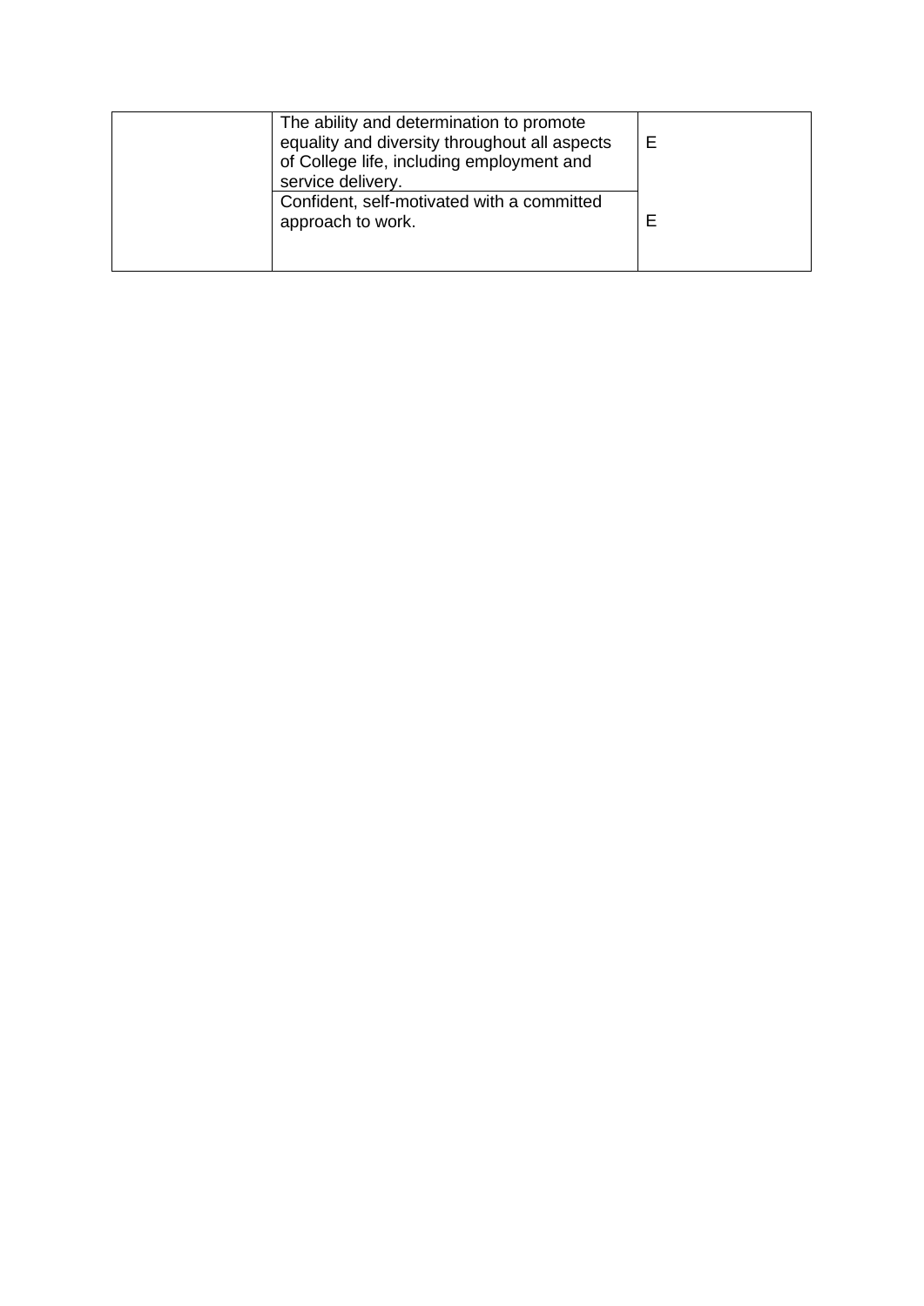| | | |
|---|---|---|
| | The ability and determination to promote equality and diversity throughout all aspects of College life, including employment and service delivery. | E |
| | Confident, self-motivated with a committed approach to work. | E |